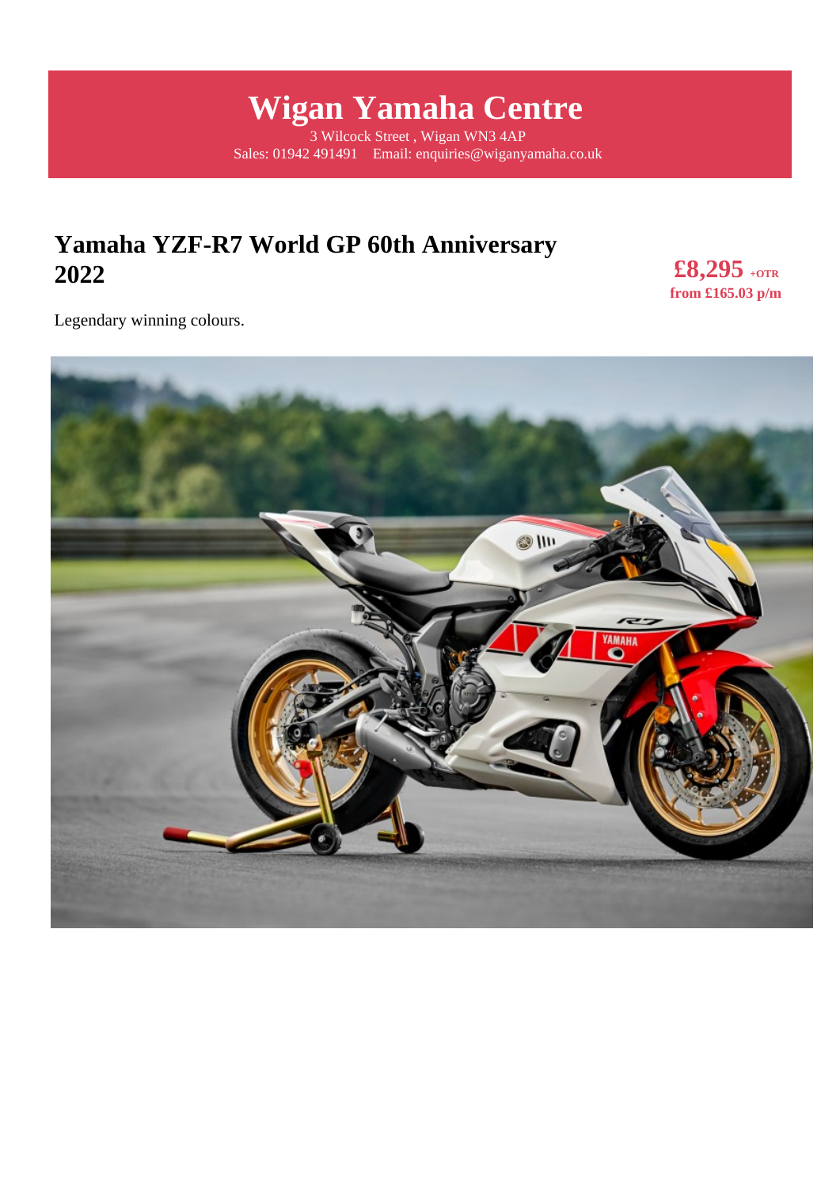# Wigan Yamaha Centre

3 Wilcock Street , Wigan WN3 4AP
Sales: 01942 491491 Email: enquiries@wiganyamaha.co.uk

## Yamaha YZF-R7 World GP 60th Anniversary 2022

**£8,295** +OTR
**from £165.03 p/m**

Legendary winning colours.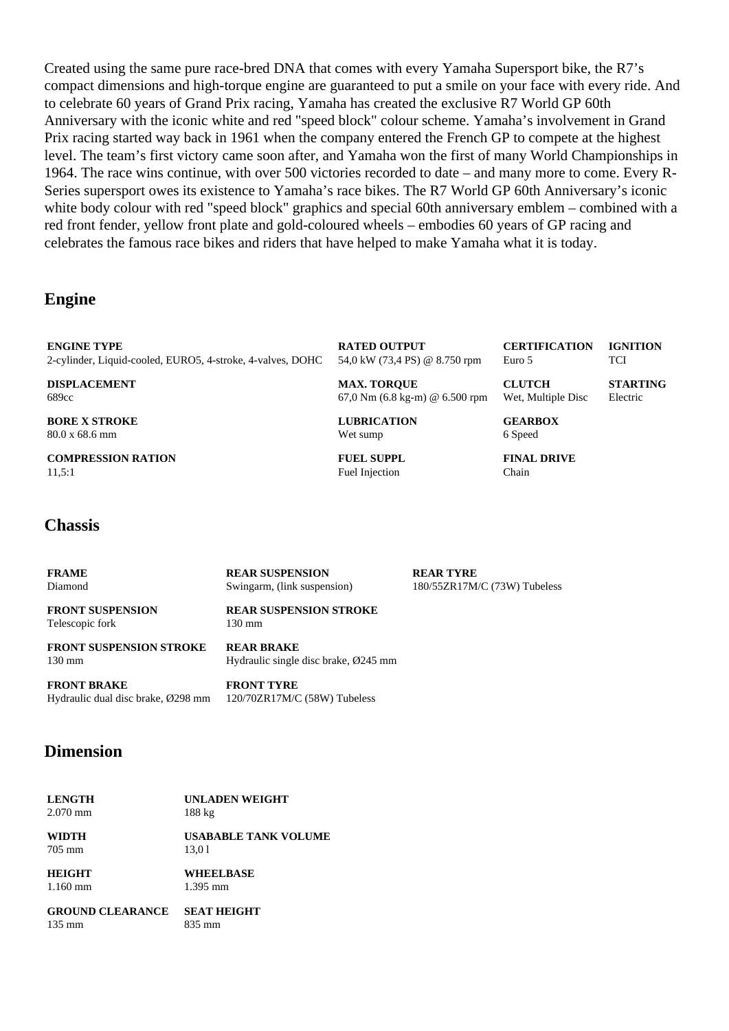Created using the same pure race-bred DNA that comes with every Yamaha Supersport bike, the R7's compact dimensions and high-torque engine are guaranteed to put a smile on your face with every ride. And to celebrate 60 years of Grand Prix racing, Yamaha has created the exclusive R7 World GP 60th Anniversary with the iconic white and red "speed block" colour scheme. Yamaha's involvement in Grand Prix racing started way back in 1961 when the company entered the French GP to compete at the highest level. The team's first victory came soon after, and Yamaha won the first of many World Championships in 1964. The race wins continue, with over 500 victories recorded to date – and many more to come. Every R-Series supersport owes its existence to Yamaha's race bikes. The R7 World GP 60th Anniversary's iconic white body colour with red "speed block" graphics and special 60th anniversary emblem – combined with a red front fender, yellow front plate and gold-coloured wheels – embodies 60 years of GP racing and celebrates the famous race bikes and riders that have helped to make Yamaha what it is today.

## Engine

**ENGINE TYPE**
2-cylinder, Liquid-cooled, EURO5, 4-stroke, 4-valves, DOHC

**DISPLACEMENT**
689cc

**BORE X STROKE**
80.0 x 68.6 mm

**COMPRESSION RATION**
11,5:1

**RATED OUTPUT**
54,0 kW (73,4 PS) @ 8.750 rpm

**MAX. TORQUE**
67,0 Nm (6.8 kg-m) @ 6.500 rpm

**LUBRICATION**
Wet sump

**FUEL SUPPL**
Fuel Injection

**CERTIFICATION**
Euro 5

**CLUTCH**
Wet, Multiple Disc

**GEARBOX**
6 Speed

**FINAL DRIVE**
Chain

**IGNITION**
TCI

**STARTING**
Electric

## Chassis

**FRAME**
Diamond

**FRONT SUSPENSION**
Telescopic fork

**FRONT SUSPENSION STROKE**
130 mm

**FRONT BRAKE**
Hydraulic dual disc brake, Ø298 mm

**REAR SUSPENSION**
Swingarm, (link suspension)

**REAR SUSPENSION STROKE**
130 mm

**REAR BRAKE**
Hydraulic single disc brake, Ø245 mm

**FRONT TYRE**
120/70ZR17M/C (58W) Tubeless

**REAR TYRE**
180/55ZR17M/C (73W) Tubeless

## Dimension

**LENGTH**
2.070 mm

**WIDTH**
705 mm

**HEIGHT**
1.160 mm

**GROUND CLEARANCE**
135 mm

**UNLADEN WEIGHT**
188 kg

**USABABLE TANK VOLUME**
13,0 l

**WHEELBASE**
1.395 mm

**SEAT HEIGHT**
835 mm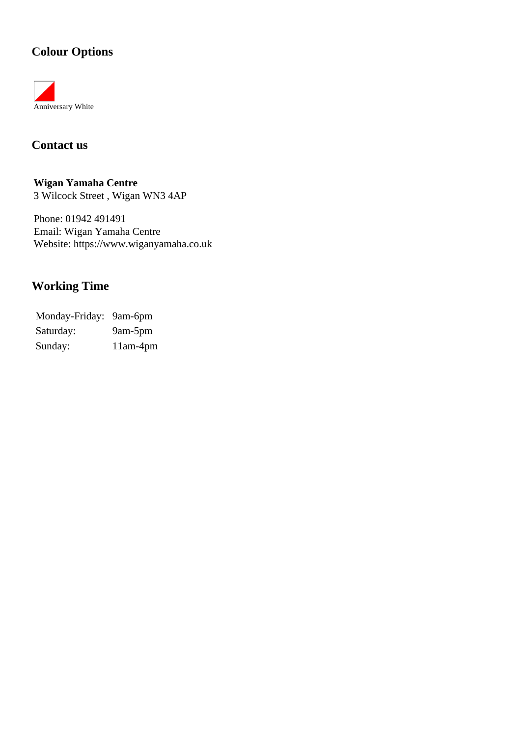## Colour Options

Anniversary White

## Contact us

**Wigan Yamaha Centre**
3 Wilcock Street , Wigan WN3 4AP

Phone: 01942 491491
Email: Wigan Yamaha Centre
Website: https://www.wiganyamaha.co.uk

## Working Time

| | |
|---|---|
| Monday-Friday: | 9am-6pm |
| Saturday: | 9am-5pm |
| Sunday: | 11am-4pm |